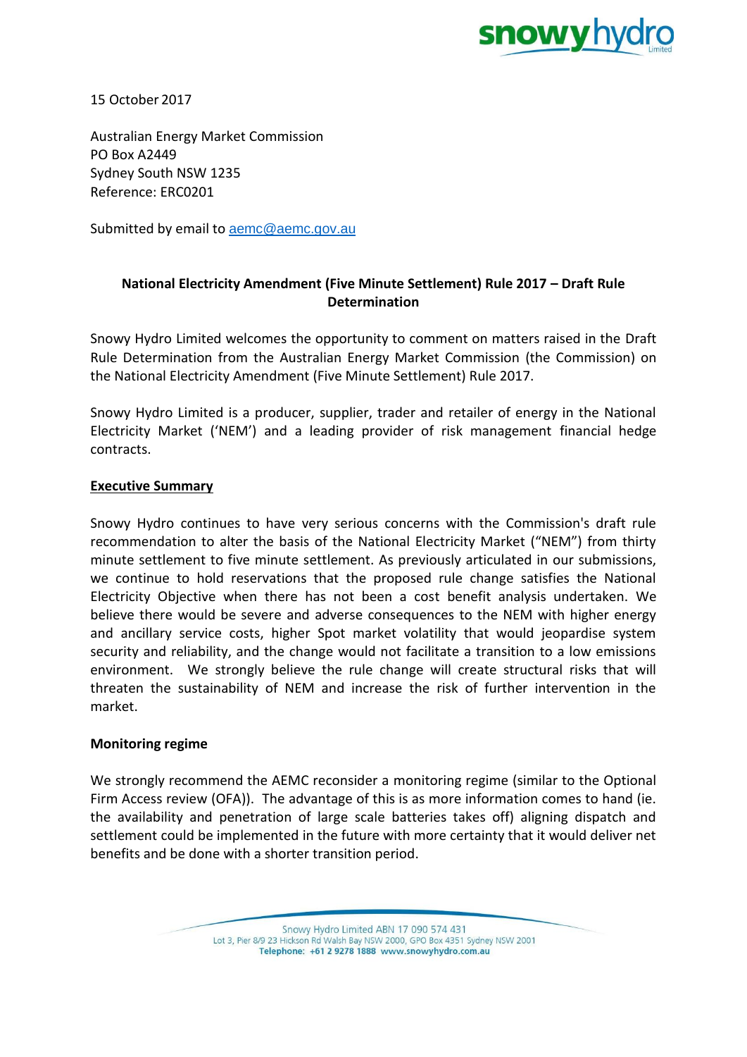15 October 2017

Australian Energy Market Commission
PO Box A2449
Sydney South NSW 1235
Reference: ERC0201

Submitted by email to aemc@aemc.gov.au

**National Electricity Amendment (Five Minute Settlement) Rule 2017 – Draft Rule Determination**

Snowy Hydro Limited welcomes the opportunity to comment on matters raised in the Draft Rule Determination from the Australian Energy Market Commission (the Commission) on the National Electricity Amendment (Five Minute Settlement) Rule 2017.

Snowy Hydro Limited is a producer, supplier, trader and retailer of energy in the National Electricity Market ('NEM') and a leading provider of risk management financial hedge contracts.

## Executive Summary

Snowy Hydro continues to have very serious concerns with the Commission's draft rule recommendation to alter the basis of the National Electricity Market ("NEM") from thirty minute settlement to five minute settlement. As previously articulated in our submissions, we continue to hold reservations that the proposed rule change satisfies the National Electricity Objective when there has not been a cost benefit analysis undertaken. We believe there would be severe and adverse consequences to the NEM with higher energy and ancillary service costs, higher Spot market volatility that would jeopardise system security and reliability, and the change would not facilitate a transition to a low emissions environment. We strongly believe the rule change will create structural risks that will threaten the sustainability of NEM and increase the risk of further intervention in the market.

### Monitoring regime

We strongly recommend the AEMC reconsider a monitoring regime (similar to the Optional Firm Access review (OFA)). The advantage of this is as more information comes to hand (ie. the availability and penetration of large scale batteries takes off) aligning dispatch and settlement could be implemented in the future with more certainty that it would deliver net benefits and be done with a shorter transition period.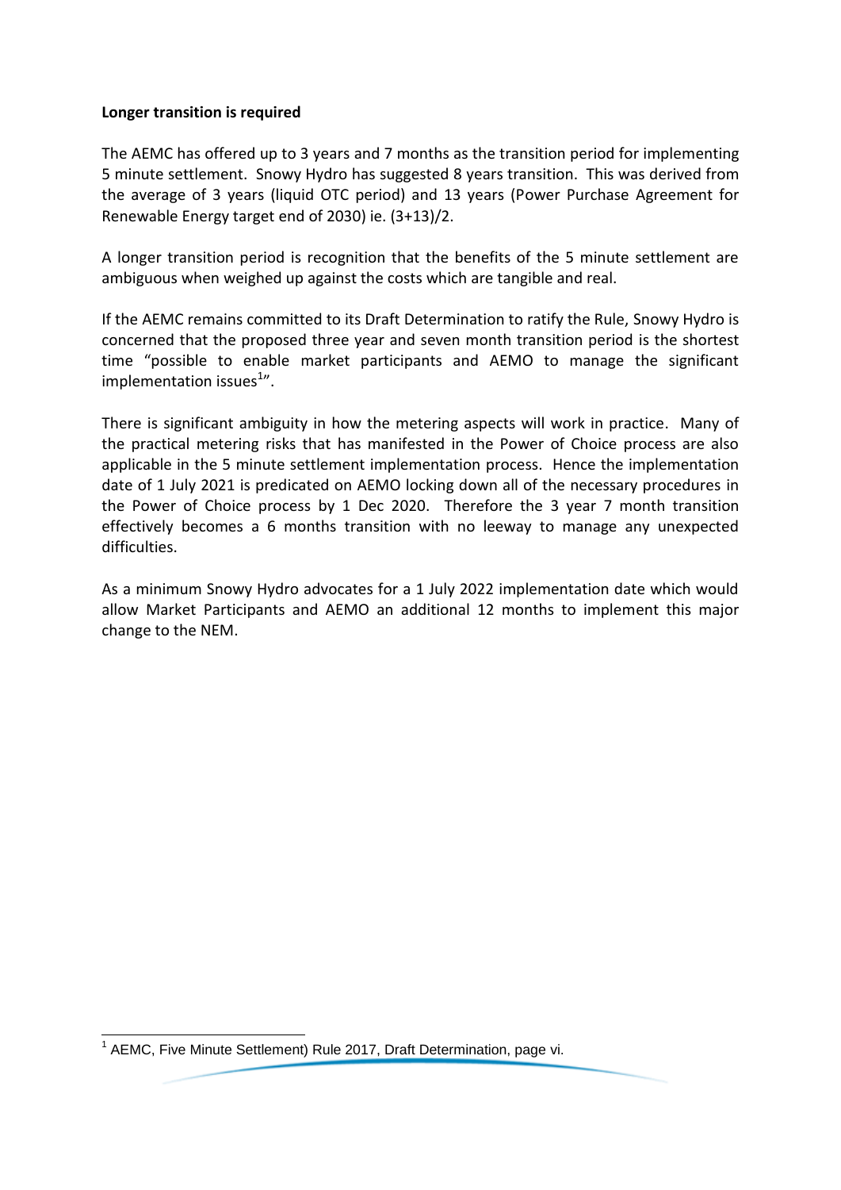**Longer transition is required**

The AEMC has offered up to 3 years and 7 months as the transition period for implementing 5 minute settlement. Snowy Hydro has suggested 8 years transition. This was derived from the average of 3 years (liquid OTC period) and 13 years (Power Purchase Agreement for Renewable Energy target end of 2030) ie. (3+13)/2.

A longer transition period is recognition that the benefits of the 5 minute settlement are ambiguous when weighed up against the costs which are tangible and real.

If the AEMC remains committed to its Draft Determination to ratify the Rule, Snowy Hydro is concerned that the proposed three year and seven month transition period is the shortest time "possible to enable market participants and AEMO to manage the significant implementation issues[1]".

There is significant ambiguity in how the metering aspects will work in practice. Many of the practical metering risks that has manifested in the Power of Choice process are also applicable in the 5 minute settlement implementation process. Hence the implementation date of 1 July 2021 is predicated on AEMO locking down all of the necessary procedures in the Power of Choice process by 1 Dec 2020. Therefore the 3 year 7 month transition effectively becomes a 6 months transition with no leeway to manage any unexpected difficulties.

As a minimum Snowy Hydro advocates for a 1 July 2022 implementation date which would allow Market Participants and AEMO an additional 12 months to implement this major change to the NEM.

---

[1] AEMC, Five Minute Settlement) Rule 2017, Draft Determination, page vi.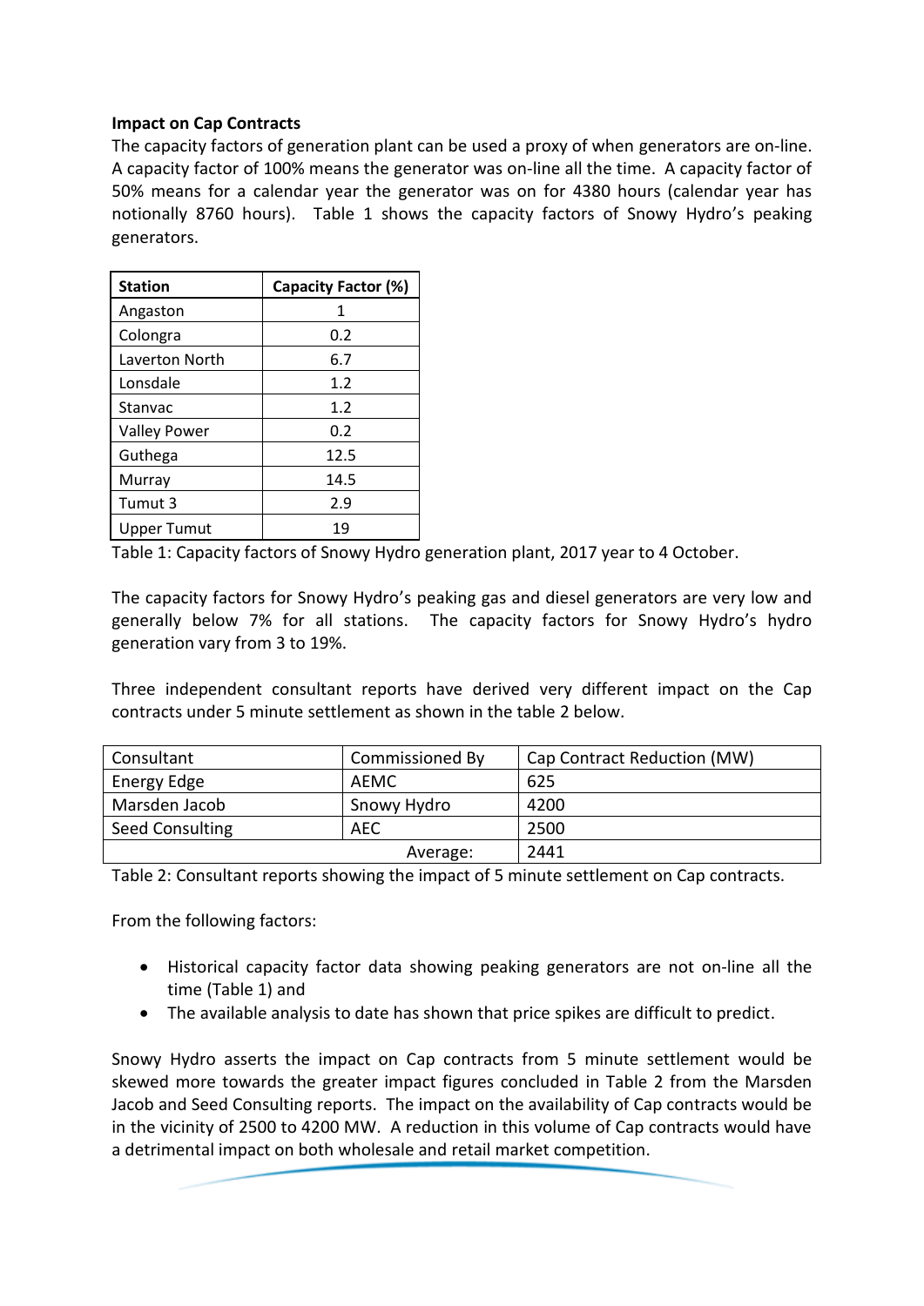**Impact on Cap Contracts**

The capacity factors of generation plant can be used a proxy of when generators are on-line. A capacity factor of 100% means the generator was on-line all the time. A capacity factor of 50% means for a calendar year the generator was on for 4380 hours (calendar year has notionally 8760 hours). Table 1 shows the capacity factors of Snowy Hydro's peaking generators.

| Station | Capacity Factor (%) |
|---|---|
| Angaston | 1 |
| Colongra | 0.2 |
| Laverton North | 6.7 |
| Lonsdale | 1.2 |
| Stanvac | 1.2 |
| Valley Power | 0.2 |
| Guthega | 12.5 |
| Murray | 14.5 |
| Tumut 3 | 2.9 |
| Upper Tumut | 19 |

Table 1: Capacity factors of Snowy Hydro generation plant, 2017 year to 4 October.

The capacity factors for Snowy Hydro's peaking gas and diesel generators are very low and generally below 7% for all stations. The capacity factors for Snowy Hydro's hydro generation vary from 3 to 19%.

Three independent consultant reports have derived very different impact on the Cap contracts under 5 minute settlement as shown in the table 2 below.

| Consultant | Commissioned By | Cap Contract Reduction (MW) |
|---|---|---|
| Energy Edge | AEMC | 625 |
| Marsden Jacob | Snowy Hydro | 4200 |
| Seed Consulting | AEC | 2500 |
| | Average: | 2441 |

Table 2: Consultant reports showing the impact of 5 minute settlement on Cap contracts.

From the following factors:

- Historical capacity factor data showing peaking generators are not on-line all the time (Table 1) and
- The available analysis to date has shown that price spikes are difficult to predict.

Snowy Hydro asserts the impact on Cap contracts from 5 minute settlement would be skewed more towards the greater impact figures concluded in Table 2 from the Marsden Jacob and Seed Consulting reports. The impact on the availability of Cap contracts would be in the vicinity of 2500 to 4200 MW. A reduction in this volume of Cap contracts would have a detrimental impact on both wholesale and retail market competition.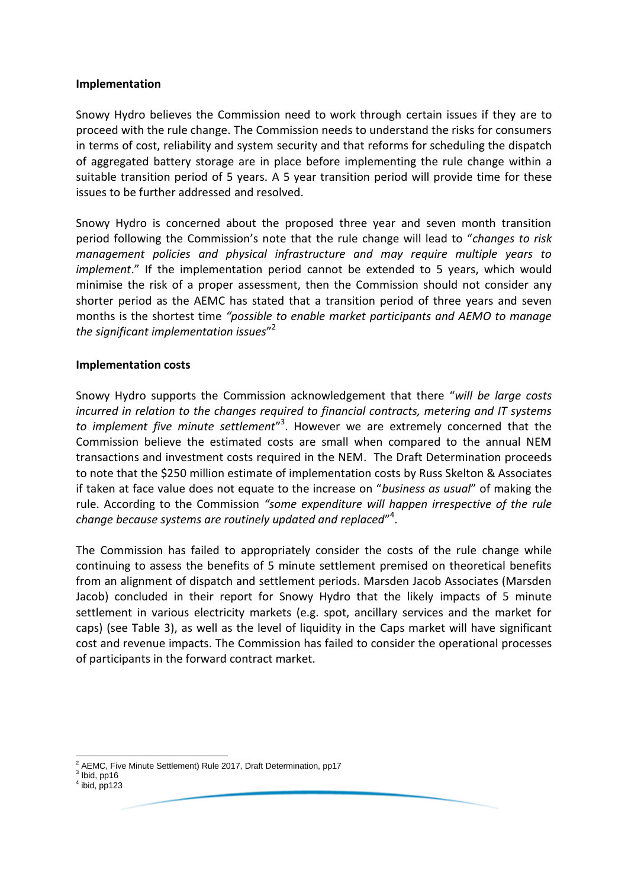**Implementation**

Snowy Hydro believes the Commission need to work through certain issues if they are to proceed with the rule change. The Commission needs to understand the risks for consumers in terms of cost, reliability and system security and that reforms for scheduling the dispatch of aggregated battery storage are in place before implementing the rule change within a suitable transition period of 5 years. A 5 year transition period will provide time for these issues to be further addressed and resolved.

Snowy Hydro is concerned about the proposed three year and seven month transition period following the Commission's note that the rule change will lead to "*changes to risk management policies and physical infrastructure and may require multiple years to implement*." If the implementation period cannot be extended to 5 years, which would minimise the risk of a proper assessment, then the Commission should not consider any shorter period as the AEMC has stated that a transition period of three years and seven months is the shortest time *"possible to enable market participants and AEMO to manage the significant implementation issues*"[2]

**Implementation costs**

Snowy Hydro supports the Commission acknowledgement that there "*will be large costs incurred in relation to the changes required to financial contracts, metering and IT systems to implement five minute settlement*"[3]. However we are extremely concerned that the Commission believe the estimated costs are small when compared to the annual NEM transactions and investment costs required in the NEM. The Draft Determination proceeds to note that the $250 million estimate of implementation costs by Russ Skelton & Associates if taken at face value does not equate to the increase on "*business as usual*" of making the rule. According to the Commission *"some expenditure will happen irrespective of the rule change because systems are routinely updated and replaced*"[4].

The Commission has failed to appropriately consider the costs of the rule change while continuing to assess the benefits of 5 minute settlement premised on theoretical benefits from an alignment of dispatch and settlement periods. Marsden Jacob Associates (Marsden Jacob) concluded in their report for Snowy Hydro that the likely impacts of 5 minute settlement in various electricity markets (e.g. spot, ancillary services and the market for caps) (see Table 3), as well as the level of liquidity in the Caps market will have significant cost and revenue impacts. The Commission has failed to consider the operational processes of participants in the forward contract market.

---

[2] AEMC, Five Minute Settlement) Rule 2017, Draft Determination, pp17

[3] Ibid, pp16

[4] ibid, pp123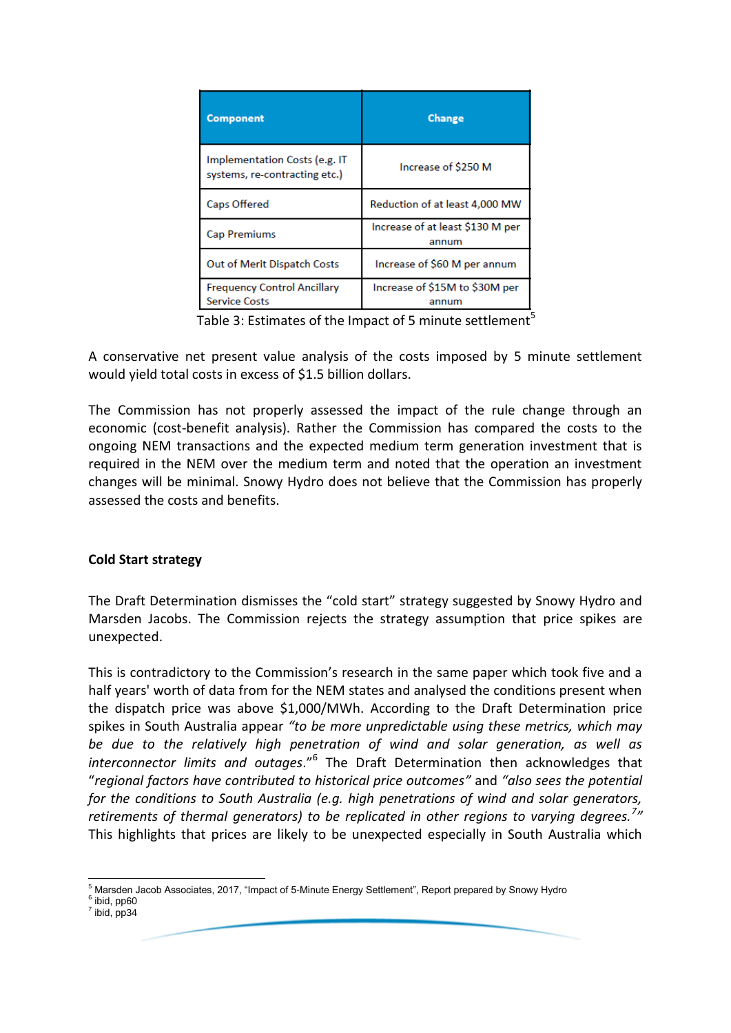| Component | Change |
| --- | --- |
| Implementation Costs (e.g. IT systems, re-contracting etc.) | Increase of $250 M |
| Caps Offered | Reduction of at least 4,000 MW |
| Cap Premiums | Increase of at least $130 M per annum |
| Out of Merit Dispatch Costs | Increase of $60 M per annum |
| Frequency Control Ancillary Service Costs | Increase of $15M to $30M per annum |

Table 3: Estimates of the Impact of 5 minute settlement[5]

A conservative net present value analysis of the costs imposed by 5 minute settlement would yield total costs in excess of $1.5 billion dollars.

The Commission has not properly assessed the impact of the rule change through an economic (cost-benefit analysis). Rather the Commission has compared the costs to the ongoing NEM transactions and the expected medium term generation investment that is required in the NEM over the medium term and noted that the operation an investment changes will be minimal. Snowy Hydro does not believe that the Commission has properly assessed the costs and benefits.

**Cold Start strategy**

The Draft Determination dismisses the "cold start" strategy suggested by Snowy Hydro and Marsden Jacobs. The Commission rejects the strategy assumption that price spikes are unexpected.

This is contradictory to the Commission's research in the same paper which took five and a half years' worth of data from for the NEM states and analysed the conditions present when the dispatch price was above $1,000/MWh. According to the Draft Determination price spikes in South Australia appear *"to be more unpredictable using these metrics, which may be due to the relatively high penetration of wind and solar generation, as well as interconnector limits and outages."*[6] The Draft Determination then acknowledges that *"regional factors have contributed to historical price outcomes"* and *"also sees the potential for the conditions to South Australia (e.g. high penetrations of wind and solar generators, retirements of thermal generators) to be replicated in other regions to varying degrees.*[7]*"* This highlights that prices are likely to be unexpected especially in South Australia which

[5] Marsden Jacob Associates, 2017, "Impact of 5-Minute Energy Settlement", Report prepared by Snowy Hydro
[6] ibid, pp60
[7] ibid, pp34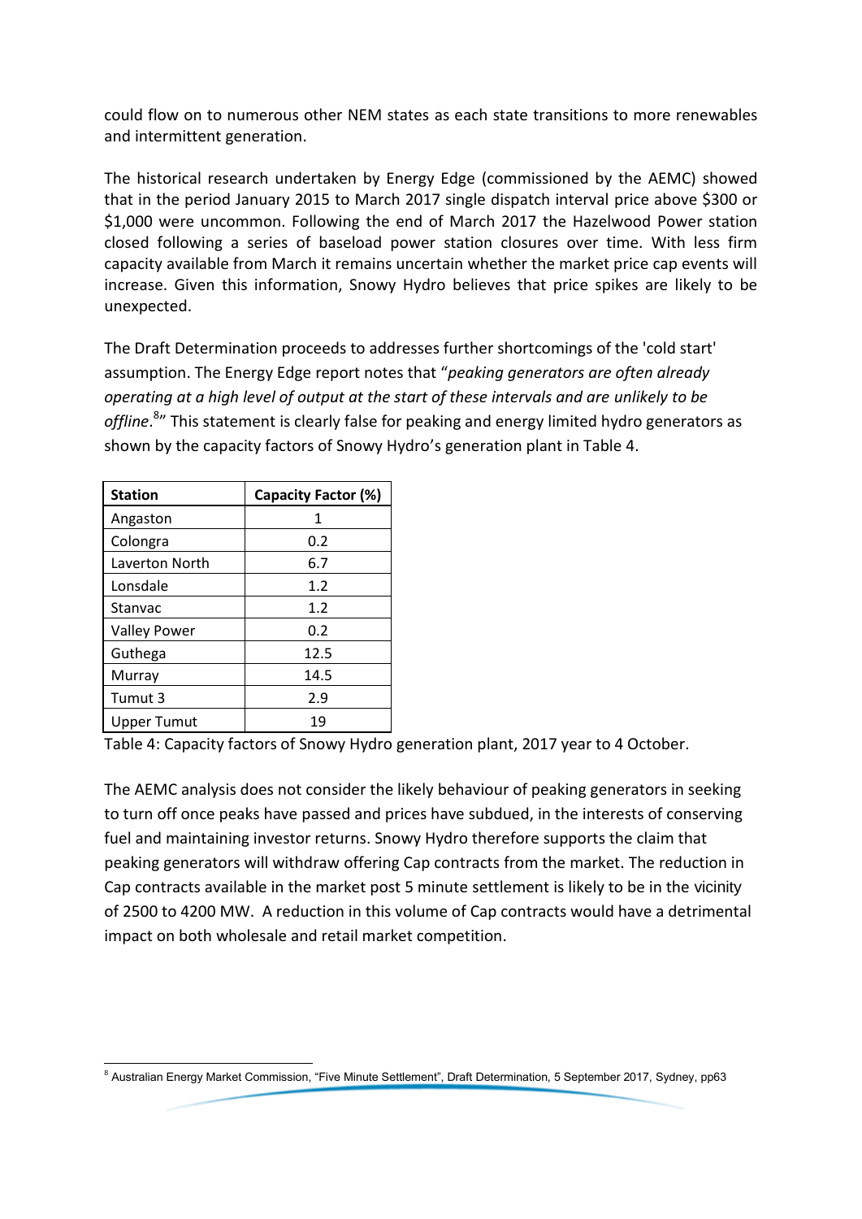could flow on to numerous other NEM states as each state transitions to more renewables and intermittent generation.

The historical research undertaken by Energy Edge (commissioned by the AEMC) showed that in the period January 2015 to March 2017 single dispatch interval price above $300 or $1,000 were uncommon. Following the end of March 2017 the Hazelwood Power station closed following a series of baseload power station closures over time. With less firm capacity available from March it remains uncertain whether the market price cap events will increase. Given this information, Snowy Hydro believes that price spikes are likely to be unexpected.

The Draft Determination proceeds to addresses further shortcomings of the 'cold start' assumption. The Energy Edge report notes that "*peaking generators are often already operating at a high level of output at the start of these intervals and are unlikely to be offline*.[8]" This statement is clearly false for peaking and energy limited hydro generators as shown by the capacity factors of Snowy Hydro's generation plant in Table 4.

| Station | Capacity Factor (%) |
|---|---|
| Angaston | 1 |
| Colongra | 0.2 |
| Laverton North | 6.7 |
| Lonsdale | 1.2 |
| Stanvac | 1.2 |
| Valley Power | 0.2 |
| Guthega | 12.5 |
| Murray | 14.5 |
| Tumut 3 | 2.9 |
| Upper Tumut | 19 |

Table 4: Capacity factors of Snowy Hydro generation plant, 2017 year to 4 October.

The AEMC analysis does not consider the likely behaviour of peaking generators in seeking to turn off once peaks have passed and prices have subdued, in the interests of conserving fuel and maintaining investor returns. Snowy Hydro therefore supports the claim that peaking generators will withdraw offering Cap contracts from the market. The reduction in Cap contracts available in the market post 5 minute settlement is likely to be in the vicinity of 2500 to 4200 MW. A reduction in this volume of Cap contracts would have a detrimental impact on both wholesale and retail market competition.

[8] Australian Energy Market Commission, "Five Minute Settlement", Draft Determination, 5 September 2017, Sydney, pp63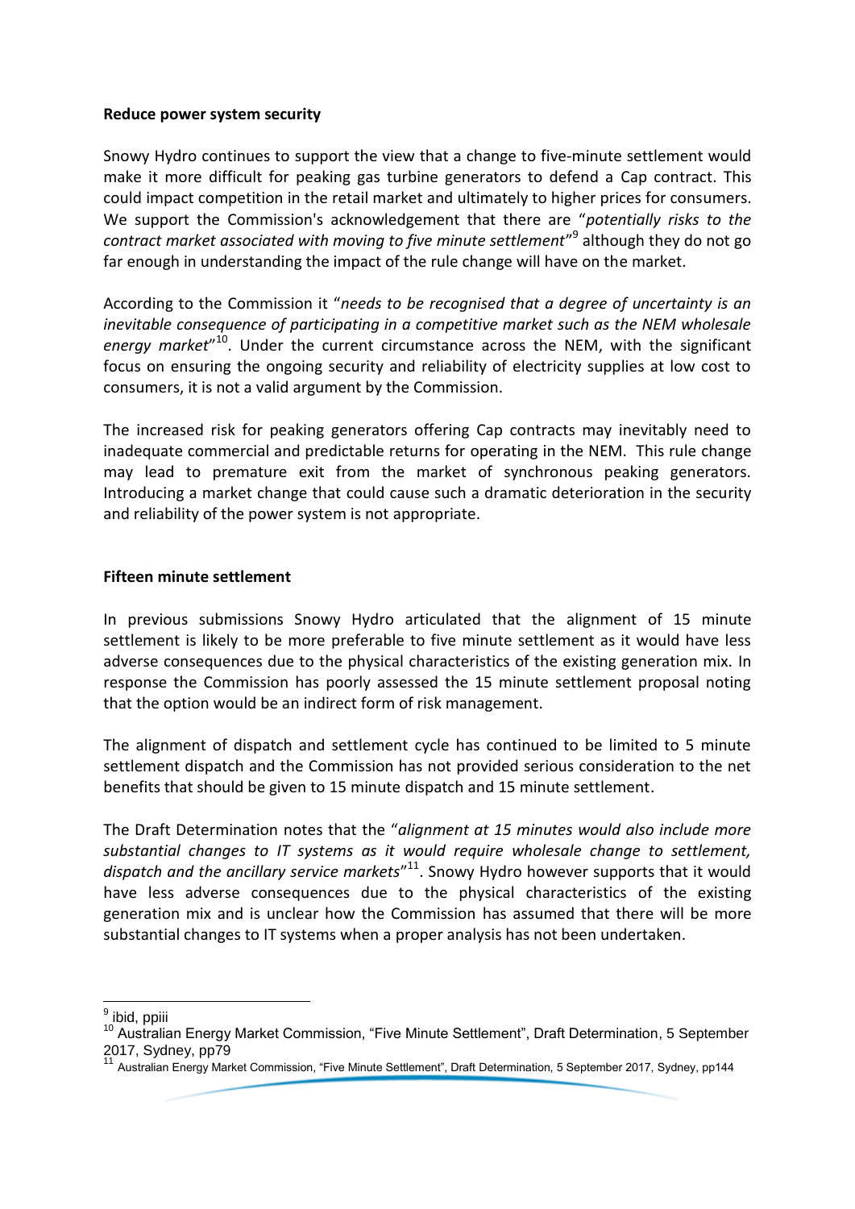**Reduce power system security**

Snowy Hydro continues to support the view that a change to five-minute settlement would make it more difficult for peaking gas turbine generators to defend a Cap contract. This could impact competition in the retail market and ultimately to higher prices for consumers. We support the Commission's acknowledgement that there are "*potentially risks to the contract market associated with moving to five minute settlement*"[9] although they do not go far enough in understanding the impact of the rule change will have on the market.

According to the Commission it "*needs to be recognised that a degree of uncertainty is an inevitable consequence of participating in a competitive market such as the NEM wholesale energy market*"[10]. Under the current circumstance across the NEM, with the significant focus on ensuring the ongoing security and reliability of electricity supplies at low cost to consumers, it is not a valid argument by the Commission.

The increased risk for peaking generators offering Cap contracts may inevitably need to inadequate commercial and predictable returns for operating in the NEM. This rule change may lead to premature exit from the market of synchronous peaking generators. Introducing a market change that could cause such a dramatic deterioration in the security and reliability of the power system is not appropriate.

**Fifteen minute settlement**

In previous submissions Snowy Hydro articulated that the alignment of 15 minute settlement is likely to be more preferable to five minute settlement as it would have less adverse consequences due to the physical characteristics of the existing generation mix. In response the Commission has poorly assessed the 15 minute settlement proposal noting that the option would be an indirect form of risk management.

The alignment of dispatch and settlement cycle has continued to be limited to 5 minute settlement dispatch and the Commission has not provided serious consideration to the net benefits that should be given to 15 minute dispatch and 15 minute settlement.

The Draft Determination notes that the "*alignment at 15 minutes would also include more substantial changes to IT systems as it would require wholesale change to settlement, dispatch and the ancillary service markets*"[11]. Snowy Hydro however supports that it would have less adverse consequences due to the physical characteristics of the existing generation mix and is unclear how the Commission has assumed that there will be more substantial changes to IT systems when a proper analysis has not been undertaken.

---

[9] ibid, ppiii

[10] Australian Energy Market Commission, "Five Minute Settlement", Draft Determination, 5 September 2017, Sydney, pp79

[11] Australian Energy Market Commission, "Five Minute Settlement", Draft Determination, 5 September 2017, Sydney, pp144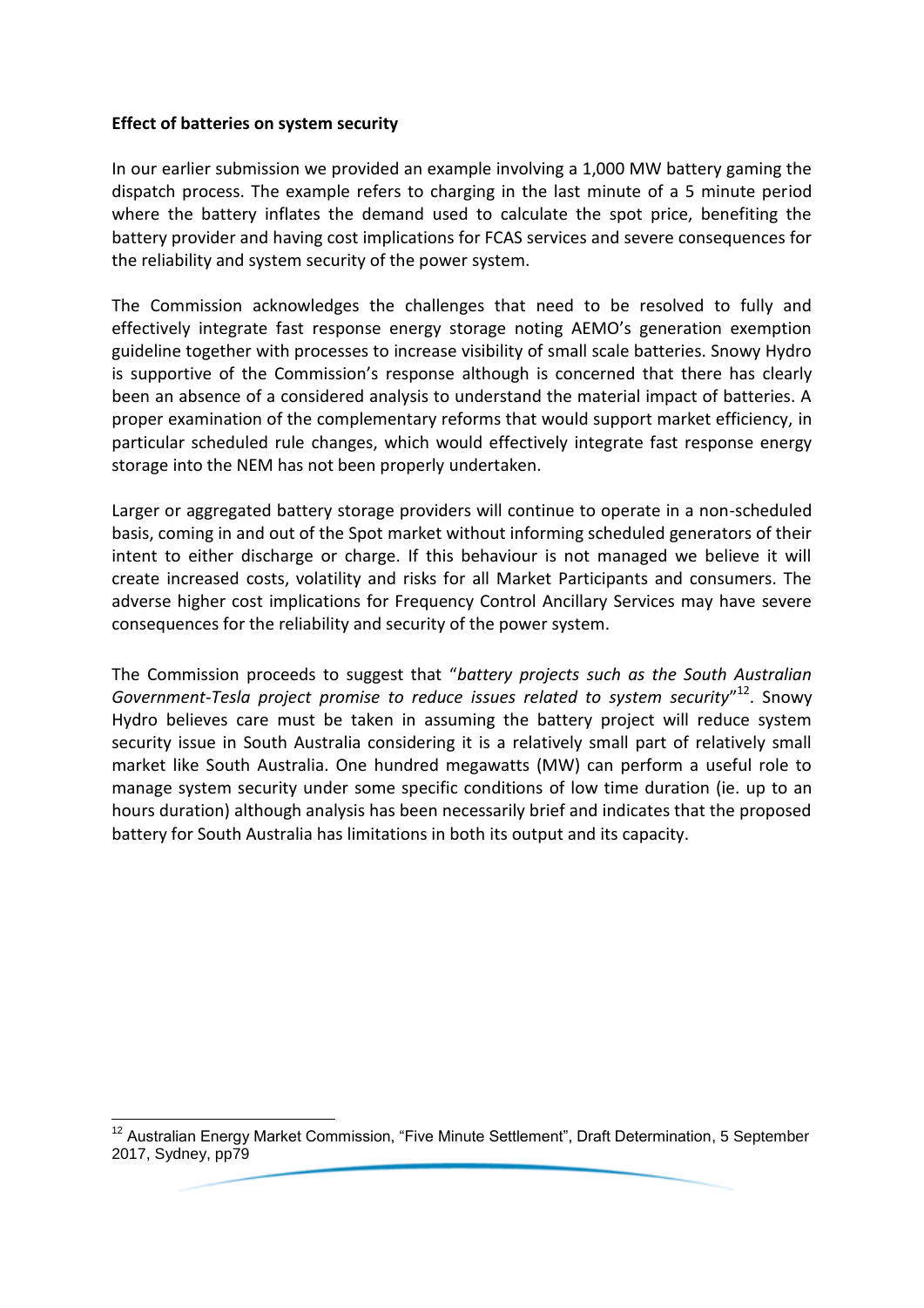**Effect of batteries on system security**

In our earlier submission we provided an example involving a 1,000 MW battery gaming the dispatch process. The example refers to charging in the last minute of a 5 minute period where the battery inflates the demand used to calculate the spot price, benefiting the battery provider and having cost implications for FCAS services and severe consequences for the reliability and system security of the power system.

The Commission acknowledges the challenges that need to be resolved to fully and effectively integrate fast response energy storage noting AEMO's generation exemption guideline together with processes to increase visibility of small scale batteries. Snowy Hydro is supportive of the Commission's response although is concerned that there has clearly been an absence of a considered analysis to understand the material impact of batteries. A proper examination of the complementary reforms that would support market efficiency, in particular scheduled rule changes, which would effectively integrate fast response energy storage into the NEM has not been properly undertaken.

Larger or aggregated battery storage providers will continue to operate in a non-scheduled basis, coming in and out of the Spot market without informing scheduled generators of their intent to either discharge or charge. If this behaviour is not managed we believe it will create increased costs, volatility and risks for all Market Participants and consumers. The adverse higher cost implications for Frequency Control Ancillary Services may have severe consequences for the reliability and security of the power system.

The Commission proceeds to suggest that "*battery projects such as the South Australian Government-Tesla project promise to reduce issues related to system security*"[12]. Snowy Hydro believes care must be taken in assuming the battery project will reduce system security issue in South Australia considering it is a relatively small part of relatively small market like South Australia. One hundred megawatts (MW) can perform a useful role to manage system security under some specific conditions of low time duration (ie. up to an hours duration) although analysis has been necessarily brief and indicates that the proposed battery for South Australia has limitations in both its output and its capacity.

[12] Australian Energy Market Commission, "Five Minute Settlement", Draft Determination, 5 September 2017, Sydney, pp79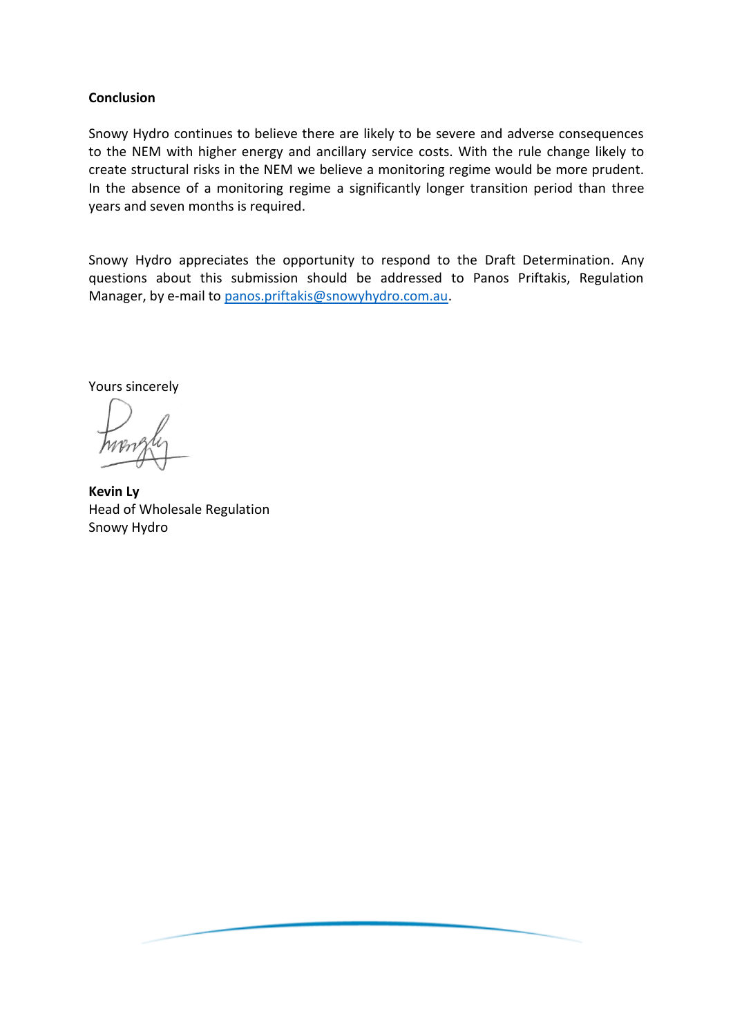**Conclusion**

Snowy Hydro continues to believe there are likely to be severe and adverse consequences to the NEM with higher energy and ancillary service costs. With the rule change likely to create structural risks in the NEM we believe a monitoring regime would be more prudent. In the absence of a monitoring regime a significantly longer transition period than three years and seven months is required.

Snowy Hydro appreciates the opportunity to respond to the Draft Determination. Any questions about this submission should be addressed to Panos Priftakis, Regulation Manager, by e-mail to panos.priftakis@snowyhydro.com.au.

Yours sincerely

**Kevin Ly**
Head of Wholesale Regulation
Snowy Hydro